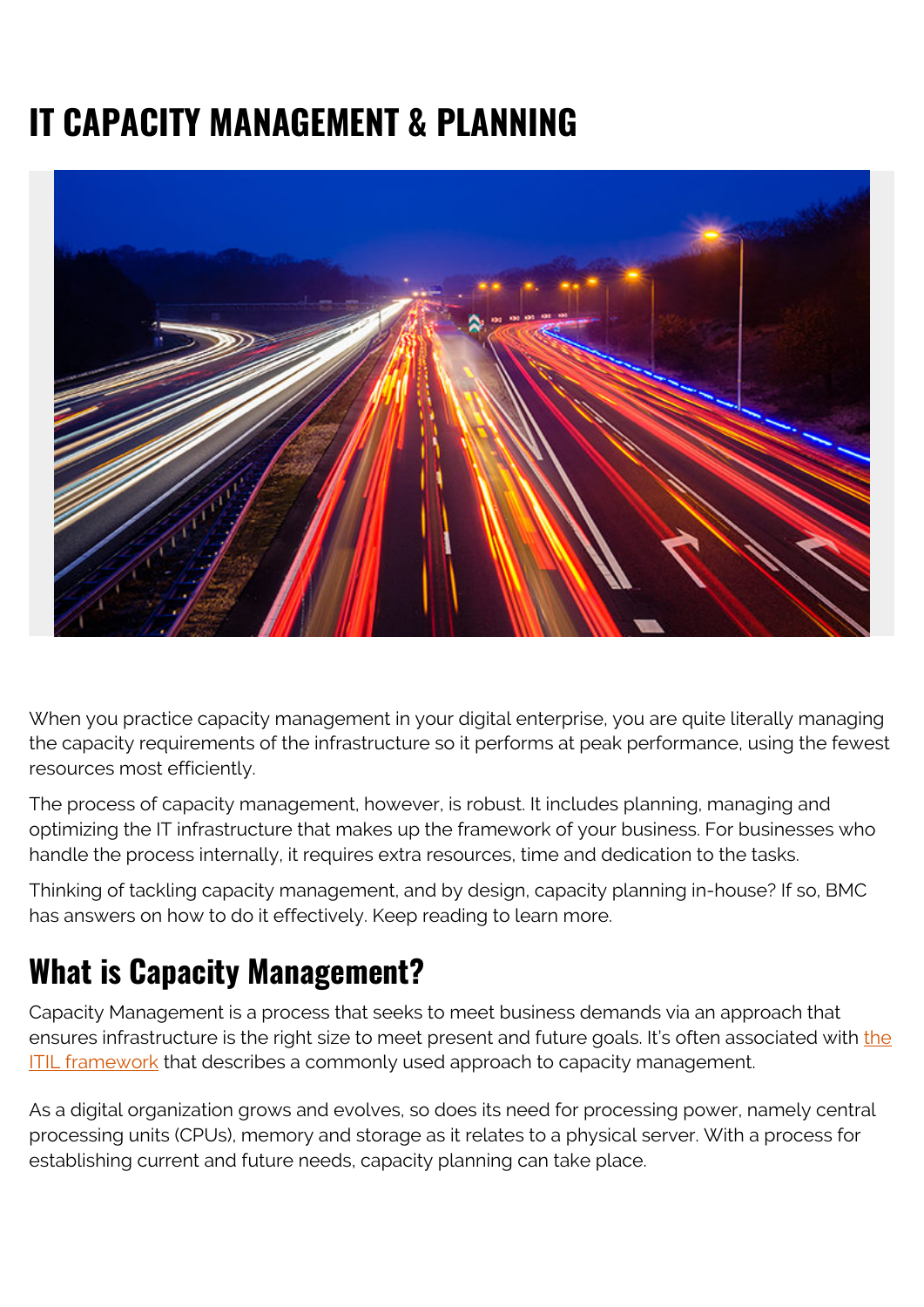# IT CAPACITY MANAGEMENT & PLANNING

When you practice capacity management in your digital enterprise, you are quite literally managing the capacity requirements of the infrastructure so it performs at peak performance, using the fewest resources most efficiently.

The process of capacity management, however, is robust. It includes planning, managing and optimizing the IT infrastructure that makes up the framework of your business. For businesses who handle the process internally, it requires extra resources, time and dedication to the tasks.

Thinking of tackling capacity management, and by design, capacity planning in-house? If so, BMC has answers on how to do it effectively. Keep reading to learn more.

## What is Capacity Management?

Capacity Management is a process that seeks to meet business demands via an approach that ensures infrastructure is the right size to meet present and future goals. It's often associated with the ITIL framework that describes a commonly used approach to capacity management.

As a digital organization grows and evolves, so does its need for processing power, namely central processing units (CPUs), memory and storage as it relates to a physical server. With a process for establishing current and future needs, capacity planning can take place.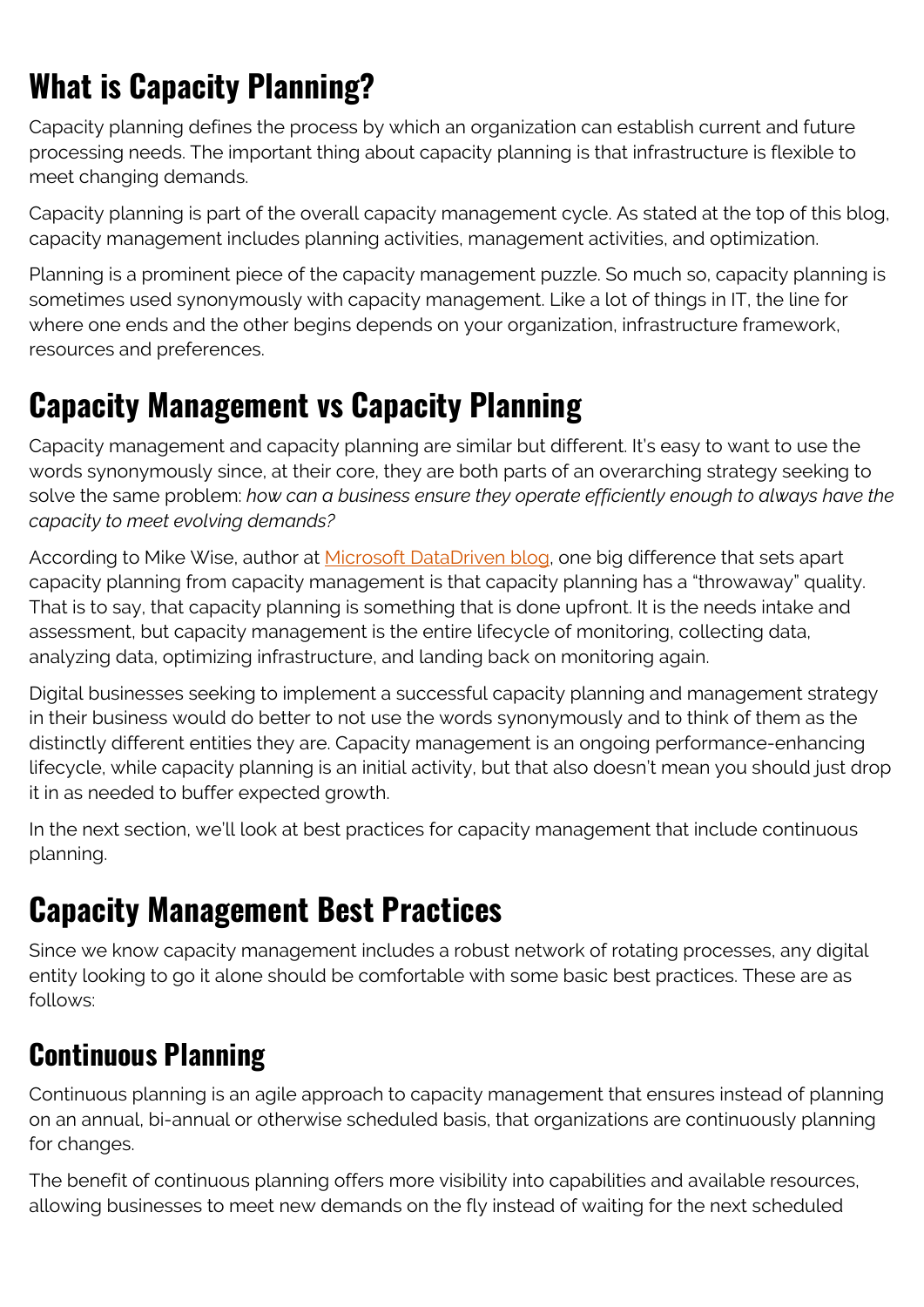# What is Capacity Planning?

Capacity planning defines the process by which an organization can establish current and future processing needs. The important thing about capacity planning is that infrastructure is flexible to meet changing demands.

Capacity planning is part of the overall capacity management cycle. As stated at the top of this blog, capacity management includes planning activities, management activities, and optimization.

Planning is a prominent piece of the capacity management puzzle. So much so, capacity planning is sometimes used synonymously with capacity management. Like a lot of things in IT, the line for where one ends and the other begins depends on your organization, infrastructure framework, resources and preferences.

# Capacity Management vs Capacity Planning

Capacity management and capacity planning are similar but different. It's easy to want to use the words synonymously since, at their core, they are both parts of an overarching strategy seeking to solve the same problem: *how can a business ensure they operate efficiently enough to always have the capacity to meet evolving demands?*

According to Mike Wise, author at [Microsoft DataDriven blog](), one big difference that sets apart capacity planning from capacity management is that capacity planning has a "throwaway" quality. That is to say, that capacity planning is something that is done upfront. It is the needs intake and assessment, but capacity management is the entire lifecycle of monitoring, collecting data, analyzing data, optimizing infrastructure, and landing back on monitoring again.

Digital businesses seeking to implement a successful capacity planning and management strategy in their business would do better to not use the words synonymously and to think of them as the distinctly different entities they are. Capacity management is an ongoing performance-enhancing lifecycle, while capacity planning is an initial activity, but that also doesn't mean you should just drop it in as needed to buffer expected growth.

In the next section, we'll look at best practices for capacity management that include continuous planning.

# Capacity Management Best Practices

Since we know capacity management includes a robust network of rotating processes, any digital entity looking to go it alone should be comfortable with some basic best practices. These are as follows:

## Continuous Planning

Continuous planning is an agile approach to capacity management that ensures instead of planning on an annual, bi-annual or otherwise scheduled basis, that organizations are continuously planning for changes.

The benefit of continuous planning offers more visibility into capabilities and available resources, allowing businesses to meet new demands on the fly instead of waiting for the next scheduled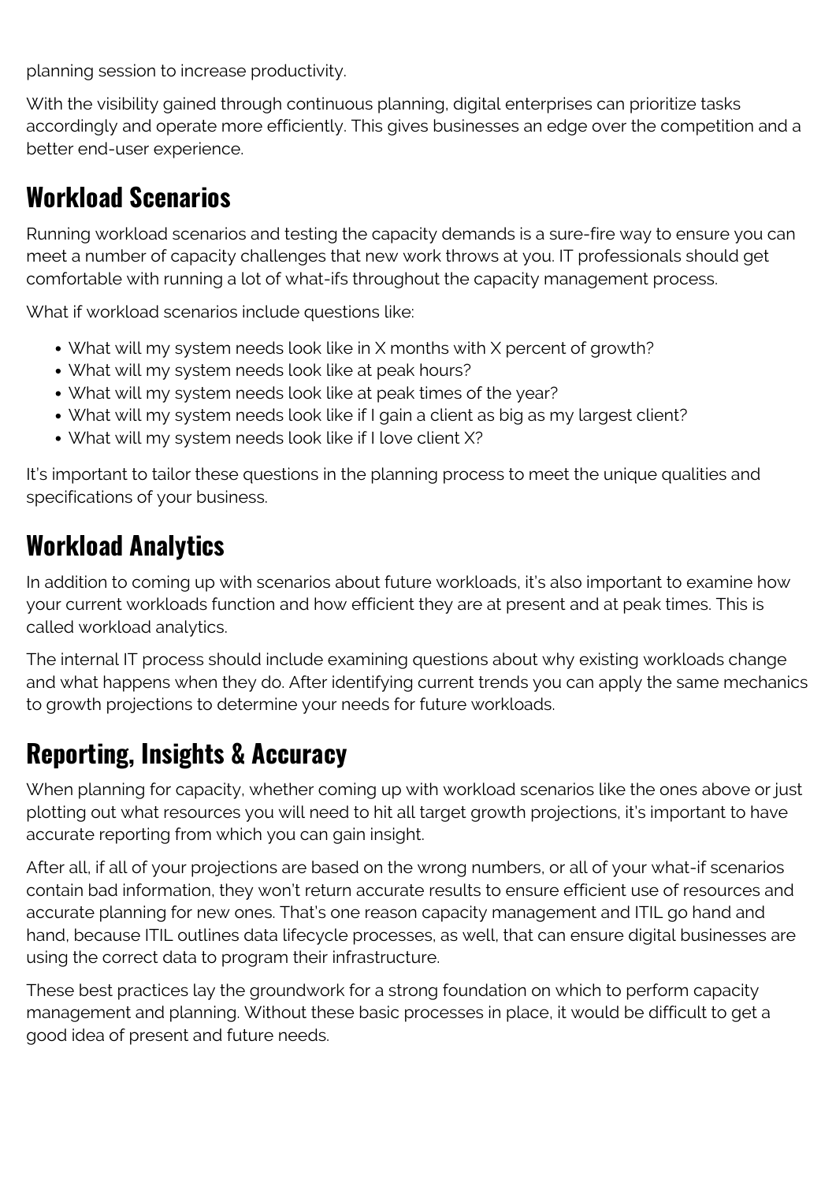planning session to increase productivity.

With the visibility gained through continuous planning, digital enterprises can prioritize tasks accordingly and operate more efficiently. This gives businesses an edge over the competition and a better end-user experience.

## Workload Scenarios

Running workload scenarios and testing the capacity demands is a sure-fire way to ensure you can meet a number of capacity challenges that new work throws at you. IT professionals should get comfortable with running a lot of what-ifs throughout the capacity management process.

What if workload scenarios include questions like:

- What will my system needs look like in X months with X percent of growth?
- What will my system needs look like at peak hours?
- What will my system needs look like at peak times of the year?
- What will my system needs look like if I gain a client as big as my largest client?
- What will my system needs look like if I love client X?

It's important to tailor these questions in the planning process to meet the unique qualities and specifications of your business.

## Workload Analytics

In addition to coming up with scenarios about future workloads, it's also important to examine how your current workloads function and how efficient they are at present and at peak times. This is called workload analytics.

The internal IT process should include examining questions about why existing workloads change and what happens when they do. After identifying current trends you can apply the same mechanics to growth projections to determine your needs for future workloads.

## Reporting, Insights & Accuracy

When planning for capacity, whether coming up with workload scenarios like the ones above or just plotting out what resources you will need to hit all target growth projections, it's important to have accurate reporting from which you can gain insight.

After all, if all of your projections are based on the wrong numbers, or all of your what-if scenarios contain bad information, they won't return accurate results to ensure efficient use of resources and accurate planning for new ones. That's one reason capacity management and ITIL go hand and hand, because ITIL outlines data lifecycle processes, as well, that can ensure digital businesses are using the correct data to program their infrastructure.

These best practices lay the groundwork for a strong foundation on which to perform capacity management and planning. Without these basic processes in place, it would be difficult to get a good idea of present and future needs.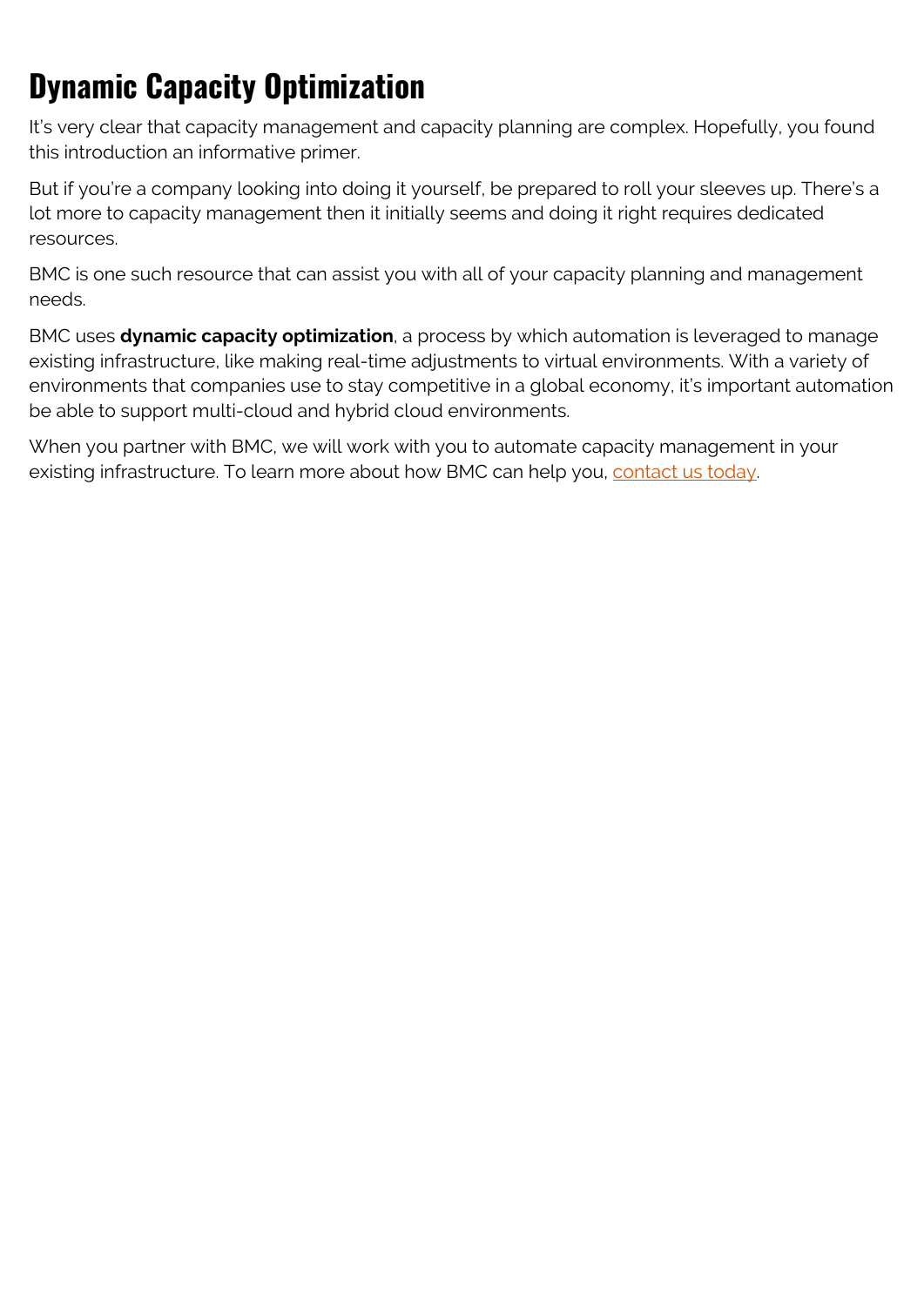## Dynamic Capacity Optimization

It's very clear that capacity management and capacity planning are complex. Hopefully, you found this introduction an informative primer.

But if you're a company looking into doing it yourself, be prepared to roll your sleeves up. There's a lot more to capacity management then it initially seems and doing it right requires dedicated resources.

BMC is one such resource that can assist you with all of your capacity planning and management needs.

BMC uses **dynamic capacity optimization**, a process by which automation is leveraged to manage existing infrastructure, like making real-time adjustments to virtual environments. With a variety of environments that companies use to stay competitive in a global economy, it's important automation be able to support multi-cloud and hybrid cloud environments.

When you partner with BMC, we will work with you to automate capacity management in your existing infrastructure. To learn more about how BMC can help you, contact us today.